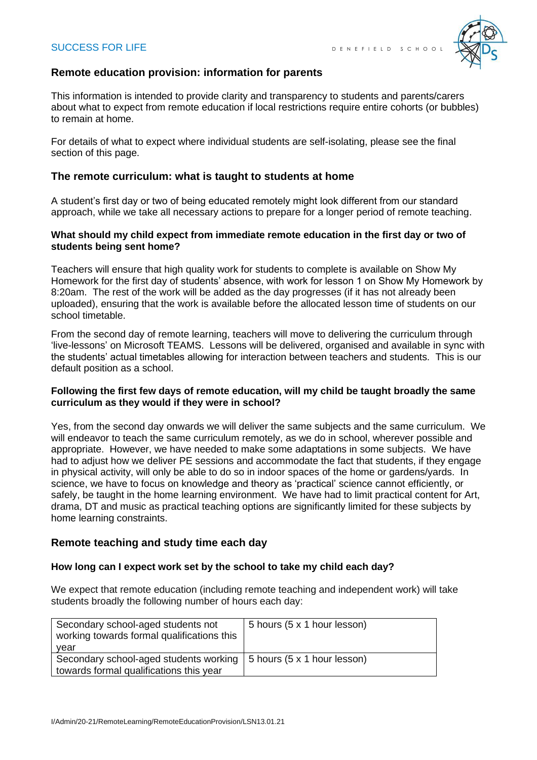## Remote education provision: information for parents

This information is intended to provide clarity and transparency to students and parents/carers about what to expect from remote education if local restrictions require entire cohorts (or bubbles) to remain at home.

For details of what to expect where individual students are self-isolating, please see the final section of this page.

## The remote curriculum: what is taught to students at home

A student's first day or two of being educated remotely might look different from our standard approach, while we take all necessary actions to prepare for a longer period of remote teaching.

### What should my child expect from immediate remote education in the first day or two of students being sent home?

Teachers will ensure that high quality work for students to complete is available on Show My Homework for the first day of students' absence, with work for lesson 1 on Show My Homework by 8:20am. The rest of the work will be added as the day progresses (if it has not already been uploaded), ensuring that the work is available before the allocated lesson time of students on our school timetable.

From the second day of remote learning, teachers will move to delivering the curriculum through 'live-lessons' on Microsoft TEAMS. Lessons will be delivered, organised and available in sync with the students' actual timetables allowing for interaction between teachers and students. This is our default position as a school.

### Following the first few days of remote education, will my child be taught broadly the same curriculum as they would if they were in school?

Yes, from the second day onwards we will deliver the same subjects and the same curriculum. We will endeavor to teach the same curriculum remotely, as we do in school, wherever possible and appropriate. However, we have needed to make some adaptations in some subjects. We have had to adjust how we deliver PE sessions and accommodate the fact that students, if they engage in physical activity, will only be able to do so in indoor spaces of the home or gardens/yards. In science, we have to focus on knowledge and theory as 'practical' science cannot efficiently, or safely, be taught in the home learning environment. We have had to limit practical content for Art, drama, DT and music as practical teaching options are significantly limited for these subjects by home learning constraints.

## Remote teaching and study time each day

### How long can I expect work set by the school to take my child each day?

We expect that remote education (including remote teaching and independent work) will take students broadly the following number of hours each day:

| | |
|---|---|
| Secondary school-aged students not working towards formal qualifications this year | 5 hours (5 x 1 hour lesson) |
| Secondary school-aged students working towards formal qualifications this year | 5 hours (5 x 1 hour lesson) |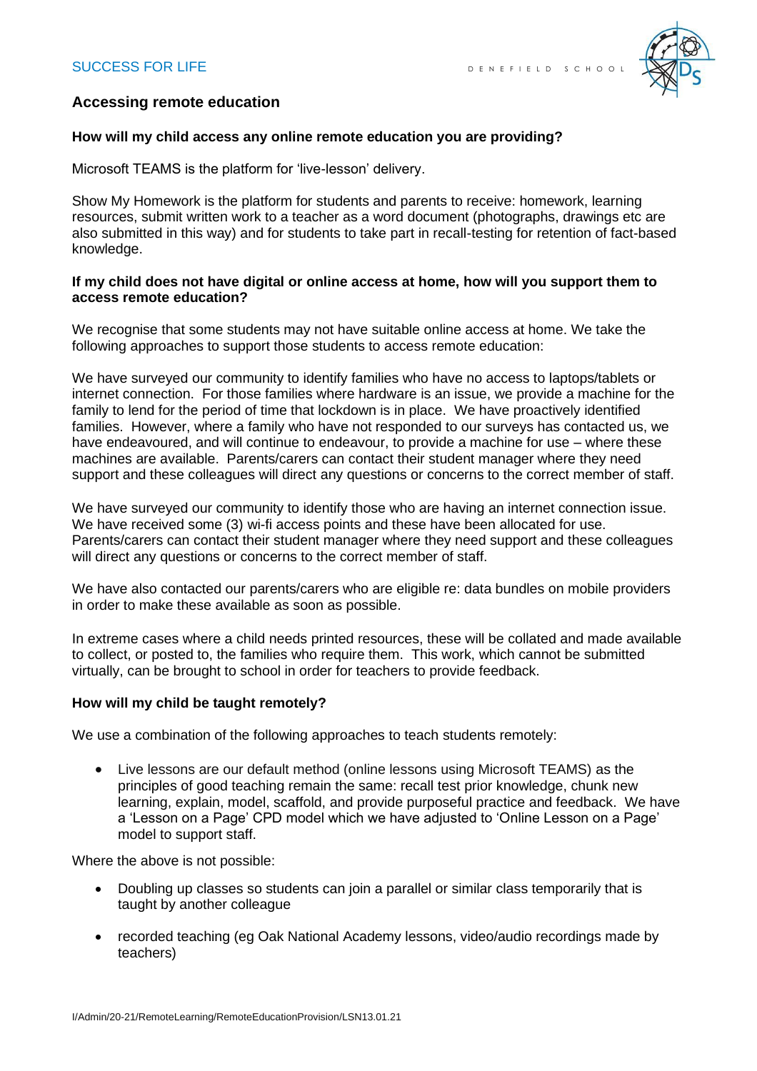## Accessing remote education

**How will my child access any online remote education you are providing?**

Microsoft TEAMS is the platform for 'live-lesson' delivery.

Show My Homework is the platform for students and parents to receive: homework, learning resources, submit written work to a teacher as a word document (photographs, drawings etc are also submitted in this way) and for students to take part in recall-testing for retention of fact-based knowledge.

**If my child does not have digital or online access at home, how will you support them to access remote education?**

We recognise that some students may not have suitable online access at home. We take the following approaches to support those students to access remote education:

We have surveyed our community to identify families who have no access to laptops/tablets or internet connection. For those families where hardware is an issue, we provide a machine for the family to lend for the period of time that lockdown is in place. We have proactively identified families. However, where a family who have not responded to our surveys has contacted us, we have endeavoured, and will continue to endeavour, to provide a machine for use – where these machines are available. Parents/carers can contact their student manager where they need support and these colleagues will direct any questions or concerns to the correct member of staff.

We have surveyed our community to identify those who are having an internet connection issue. We have received some (3) wi-fi access points and these have been allocated for use. Parents/carers can contact their student manager where they need support and these colleagues will direct any questions or concerns to the correct member of staff.

We have also contacted our parents/carers who are eligible re: data bundles on mobile providers in order to make these available as soon as possible.

In extreme cases where a child needs printed resources, these will be collated and made available to collect, or posted to, the families who require them. This work, which cannot be submitted virtually, can be brought to school in order for teachers to provide feedback.

**How will my child be taught remotely?**

We use a combination of the following approaches to teach students remotely:

- Live lessons are our default method (online lessons using Microsoft TEAMS) as the principles of good teaching remain the same: recall test prior knowledge, chunk new learning, explain, model, scaffold, and provide purposeful practice and feedback. We have a 'Lesson on a Page' CPD model which we have adjusted to 'Online Lesson on a Page' model to support staff.

Where the above is not possible:

- Doubling up classes so students can join a parallel or similar class temporarily that is taught by another colleague
- recorded teaching (eg Oak National Academy lessons, video/audio recordings made by teachers)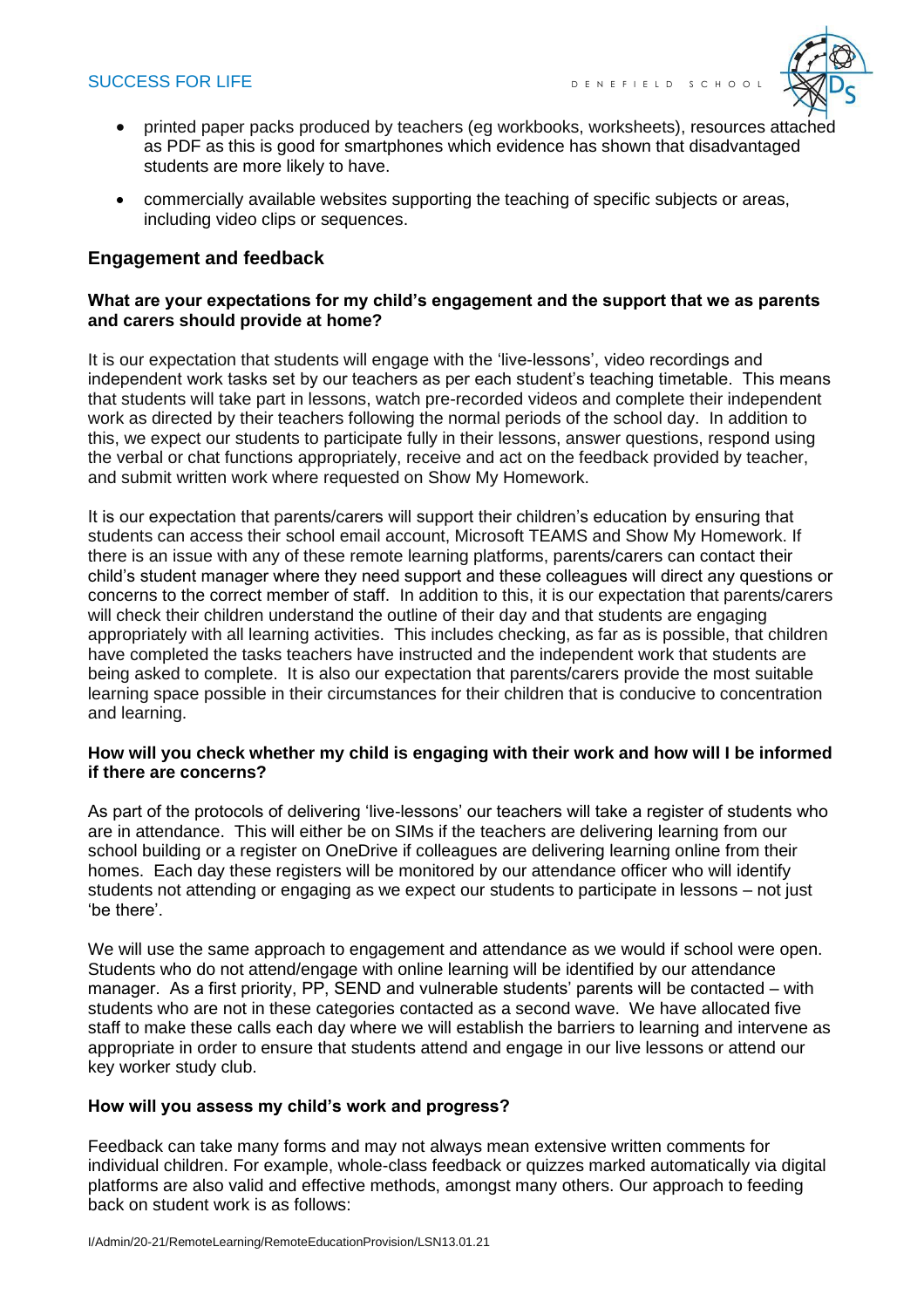- printed paper packs produced by teachers (eg workbooks, worksheets), resources attached as PDF as this is good for smartphones which evidence has shown that disadvantaged students are more likely to have.
- commercially available websites supporting the teaching of specific subjects or areas, including video clips or sequences.

## Engagement and feedback

### What are your expectations for my child's engagement and the support that we as parents and carers should provide at home?

It is our expectation that students will engage with the 'live-lessons', video recordings and independent work tasks set by our teachers as per each student's teaching timetable. This means that students will take part in lessons, watch pre-recorded videos and complete their independent work as directed by their teachers following the normal periods of the school day. In addition to this, we expect our students to participate fully in their lessons, answer questions, respond using the verbal or chat functions appropriately, receive and act on the feedback provided by teacher, and submit written work where requested on Show My Homework.

It is our expectation that parents/carers will support their children's education by ensuring that students can access their school email account, Microsoft TEAMS and Show My Homework. If there is an issue with any of these remote learning platforms, parents/carers can contact their child's student manager where they need support and these colleagues will direct any questions or concerns to the correct member of staff. In addition to this, it is our expectation that parents/carers will check their children understand the outline of their day and that students are engaging appropriately with all learning activities. This includes checking, as far as is possible, that children have completed the tasks teachers have instructed and the independent work that students are being asked to complete. It is also our expectation that parents/carers provide the most suitable learning space possible in their circumstances for their children that is conducive to concentration and learning.

### How will you check whether my child is engaging with their work and how will I be informed if there are concerns?

As part of the protocols of delivering 'live-lessons' our teachers will take a register of students who are in attendance. This will either be on SIMs if the teachers are delivering learning from our school building or a register on OneDrive if colleagues are delivering learning online from their homes. Each day these registers will be monitored by our attendance officer who will identify students not attending or engaging as we expect our students to participate in lessons – not just 'be there'.

We will use the same approach to engagement and attendance as we would if school were open. Students who do not attend/engage with online learning will be identified by our attendance manager. As a first priority, PP, SEND and vulnerable students' parents will be contacted – with students who are not in these categories contacted as a second wave. We have allocated five staff to make these calls each day where we will establish the barriers to learning and intervene as appropriate in order to ensure that students attend and engage in our live lessons or attend our key worker study club.

### How will you assess my child's work and progress?

Feedback can take many forms and may not always mean extensive written comments for individual children. For example, whole-class feedback or quizzes marked automatically via digital platforms are also valid and effective methods, amongst many others. Our approach to feeding back on student work is as follows: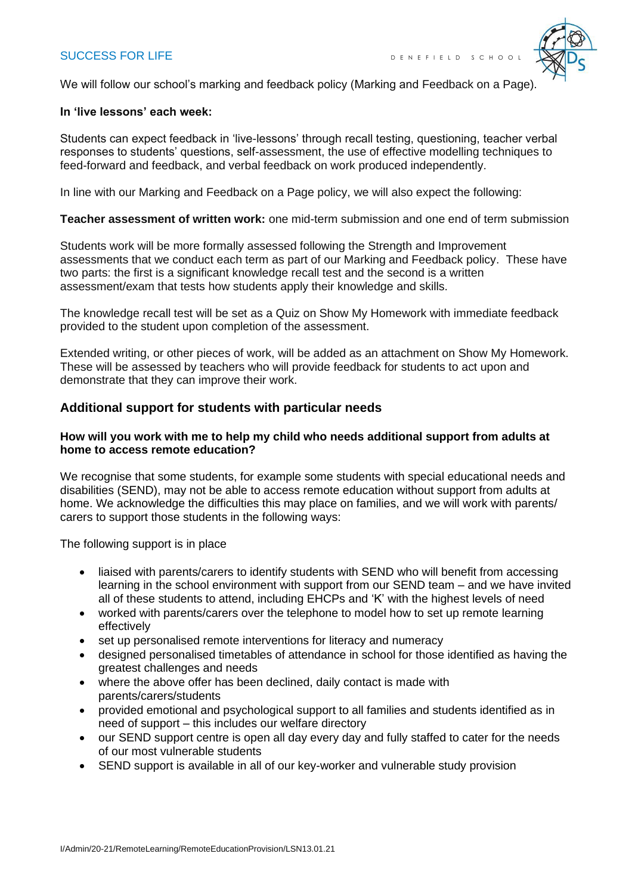We will follow our school's marking and feedback policy (Marking and Feedback on a Page).

**In 'live lessons' each week:**

Students can expect feedback in 'live-lessons' through recall testing, questioning, teacher verbal responses to students' questions, self-assessment, the use of effective modelling techniques to feed-forward and feedback, and verbal feedback on work produced independently.

In line with our Marking and Feedback on a Page policy, we will also expect the following:

**Teacher assessment of written work:** one mid-term submission and one end of term submission

Students work will be more formally assessed following the Strength and Improvement assessments that we conduct each term as part of our Marking and Feedback policy. These have two parts: the first is a significant knowledge recall test and the second is a written assessment/exam that tests how students apply their knowledge and skills.

The knowledge recall test will be set as a Quiz on Show My Homework with immediate feedback provided to the student upon completion of the assessment.

Extended writing, or other pieces of work, will be added as an attachment on Show My Homework. These will be assessed by teachers who will provide feedback for students to act upon and demonstrate that they can improve their work.

## Additional support for students with particular needs

**How will you work with me to help my child who needs additional support from adults at home to access remote education?**

We recognise that some students, for example some students with special educational needs and disabilities (SEND), may not be able to access remote education without support from adults at home. We acknowledge the difficulties this may place on families, and we will work with parents/ carers to support those students in the following ways:

The following support is in place

- liaised with parents/carers to identify students with SEND who will benefit from accessing learning in the school environment with support from our SEND team – and we have invited all of these students to attend, including EHCPs and 'K' with the highest levels of need
- worked with parents/carers over the telephone to model how to set up remote learning effectively
- set up personalised remote interventions for literacy and numeracy
- designed personalised timetables of attendance in school for those identified as having the greatest challenges and needs
- where the above offer has been declined, daily contact is made with parents/carers/students
- provided emotional and psychological support to all families and students identified as in need of support – this includes our welfare directory
- our SEND support centre is open all day every day and fully staffed to cater for the needs of our most vulnerable students
- SEND support is available in all of our key-worker and vulnerable study provision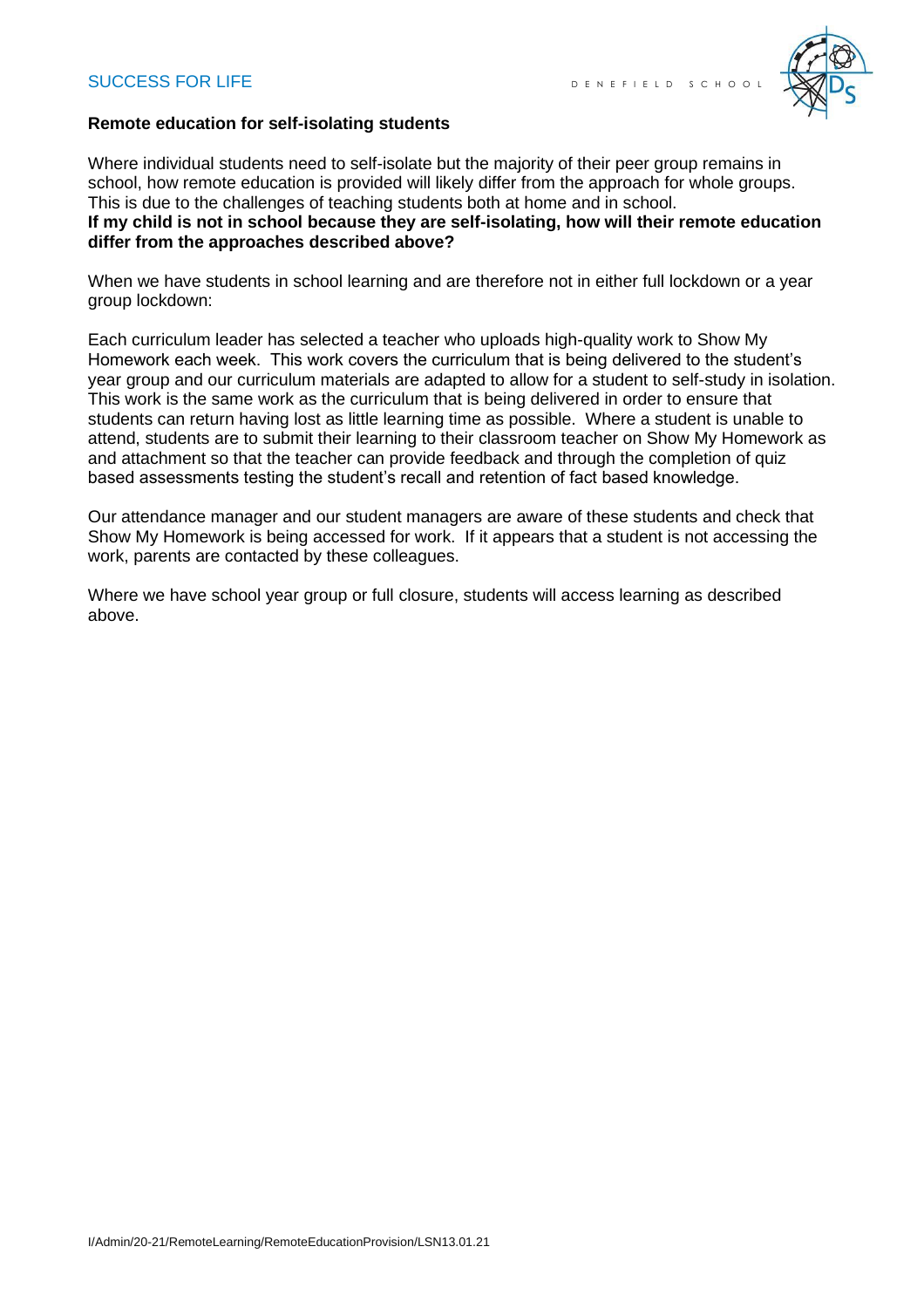**Remote education for self-isolating students**

Where individual students need to self-isolate but the majority of their peer group remains in school, how remote education is provided will likely differ from the approach for whole groups. This is due to the challenges of teaching students both at home and in school.

**If my child is not in school because they are self-isolating, how will their remote education differ from the approaches described above?**

When we have students in school learning and are therefore not in either full lockdown or a year group lockdown:

Each curriculum leader has selected a teacher who uploads high-quality work to Show My Homework each week. This work covers the curriculum that is being delivered to the student's year group and our curriculum materials are adapted to allow for a student to self-study in isolation. This work is the same work as the curriculum that is being delivered in order to ensure that students can return having lost as little learning time as possible. Where a student is unable to attend, students are to submit their learning to their classroom teacher on Show My Homework as and attachment so that the teacher can provide feedback and through the completion of quiz based assessments testing the student's recall and retention of fact based knowledge.

Our attendance manager and our student managers are aware of these students and check that Show My Homework is being accessed for work. If it appears that a student is not accessing the work, parents are contacted by these colleagues.

Where we have school year group or full closure, students will access learning as described above.